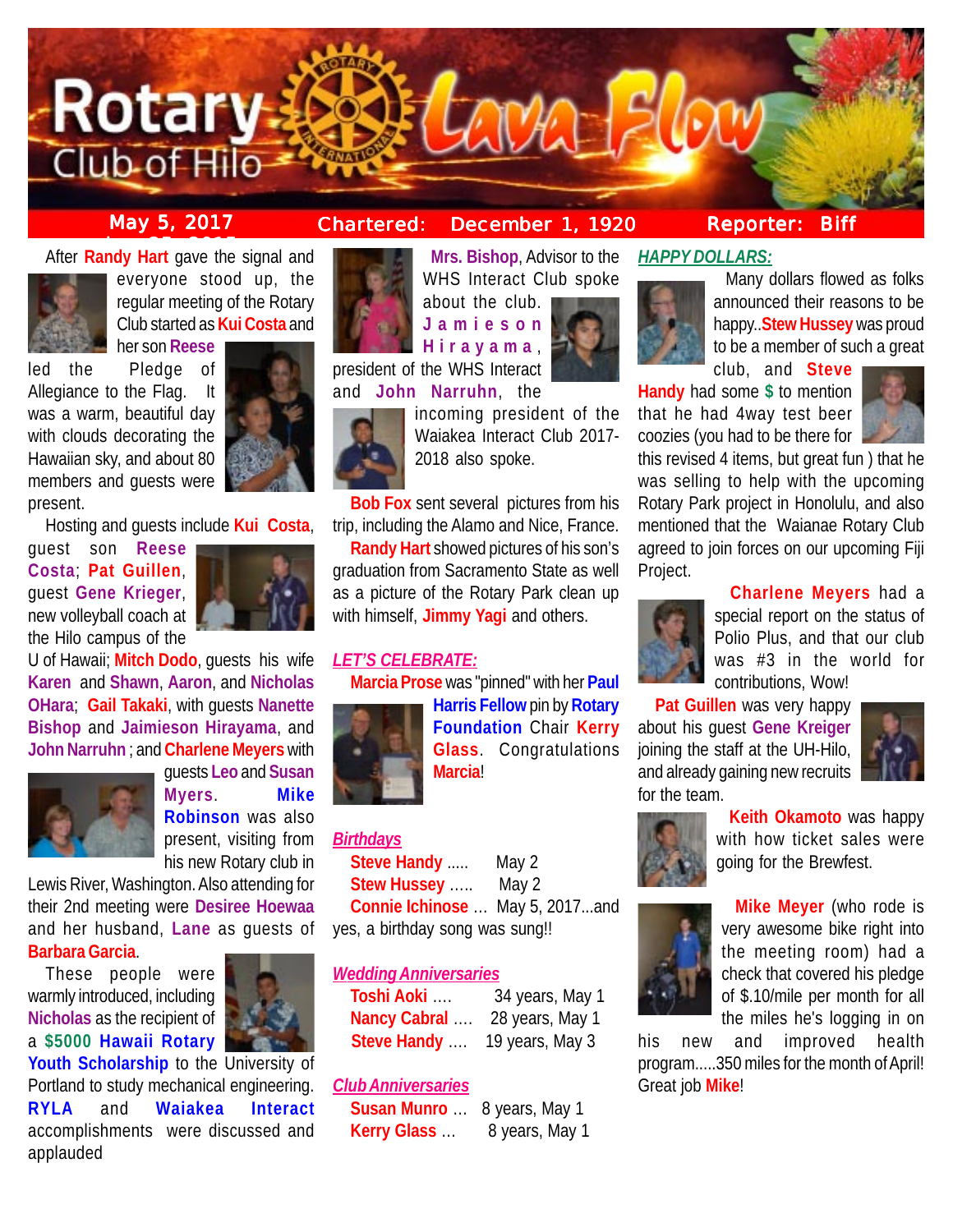# Rotary Club of Hilo — Lava Flow

**May 5, 2017** | **Chartered: December 1, 1920** | **Reporter: Biff**

After **Randy Hart** gave the signal and everyone stood up, the regular meeting of the Rotary Club started as **Kui Costa** and her son **Reese** led the Pledge of Allegiance to the Flag. It was a warm, beautiful day with clouds decorating the Hawaiian sky, and about 80 members and guests were present.

Hosting and guests include **Kui Costa**, guest son **Reese Costa**; **Pat Guillen**, guest **Gene Krieger**, new volleyball coach at the Hilo campus of the U of Hawaii; **Mitch Dodo**, guests his wife **Karen** and **Shawn**, **Aaron**, and **Nicholas OHara**; **Gail Takaki**, with guests **Nanette Bishop** and **Jaimieson Hirayama**, and **John Narruhn** ; and **Charlene Meyers** with guests **Leo** and **Susan Myers**. **Mike Robinson** was also present, visiting from his new Rotary club in Lewis River, Washington. Also attending for their 2nd meeting were **Desiree Hoewaa** and her husband, **Lane** as guests of **Barbara Garcia**.

These people were warmly introduced, including **Nicholas** as the recipient of a **$5000 Hawaii Rotary Youth Scholarship** to the University of Portland to study mechanical engineering. **RYLA** and **Waiakea Interact** accomplishments were discussed and applauded

**Mrs. Bishop**, Advisor to the WHS Interact Club spoke about the club. **Jamieson Hirayama**, president of the WHS Interact and **John Narruhn**, the incoming president of the Waiakea Interact Club 2017-2018 also spoke.

**Bob Fox** sent several pictures from his trip, including the Alamo and Nice, France.

**Randy Hart** showed pictures of his son's graduation from Sacramento State as well as a picture of the Rotary Park clean up with himself, **Jimmy Yagi** and others.

## *LET'S CELEBRATE:*

**Marcia Prose** was "pinned" with her **Paul Harris Fellow** pin by **Rotary Foundation** Chair **Kerry Glass**. Congratulations **Marcia**!

### *Birthdays*

**Steve Handy** ..... May 2
**Stew Hussey** ..... May 2
**Connie Ichinose** ... May 5, 2017...and yes, a birthday song was sung!!

### *Wedding Anniversaries*

**Toshi Aoki** .... 34 years, May 1
**Nancy Cabral** .... 28 years, May 1
**Steve Handy** .... 19 years, May 3

### *Club Anniversaries*

**Susan Munro** ... 8 years, May 1
**Kerry Glass** ... 8 years, May 1

## *HAPPY DOLLARS:*

Many dollars flowed as folks announced their reasons to be happy..**Stew Hussey** was proud to be a member of such a great club, and **Steve Handy** had some **$** to mention that he had 4way test beer coozies (you had to be there for this revised 4 items, but great fun ) that he was selling to help with the upcoming Rotary Park project in Honolulu, and also mentioned that the Waianae Rotary Club agreed to join forces on our upcoming Fiji Project.

**Charlene Meyers** had a special report on the status of Polio Plus, and that our club was #3 in the world for contributions, Wow!

**Pat Guillen** was very happy about his guest **Gene Kreiger** joining the staff at the UH-Hilo, and already gaining new recruits for the team.

**Keith Okamoto** was happy with how ticket sales were going for the Brewfest.

**Mike Meyer** (who rode is very awesome bike right into the meeting room) had a check that covered his pledge of $.10/mile per month for all the miles he's logging in on his new and improved health program.....350 miles for the month of April! Great job **Mike**!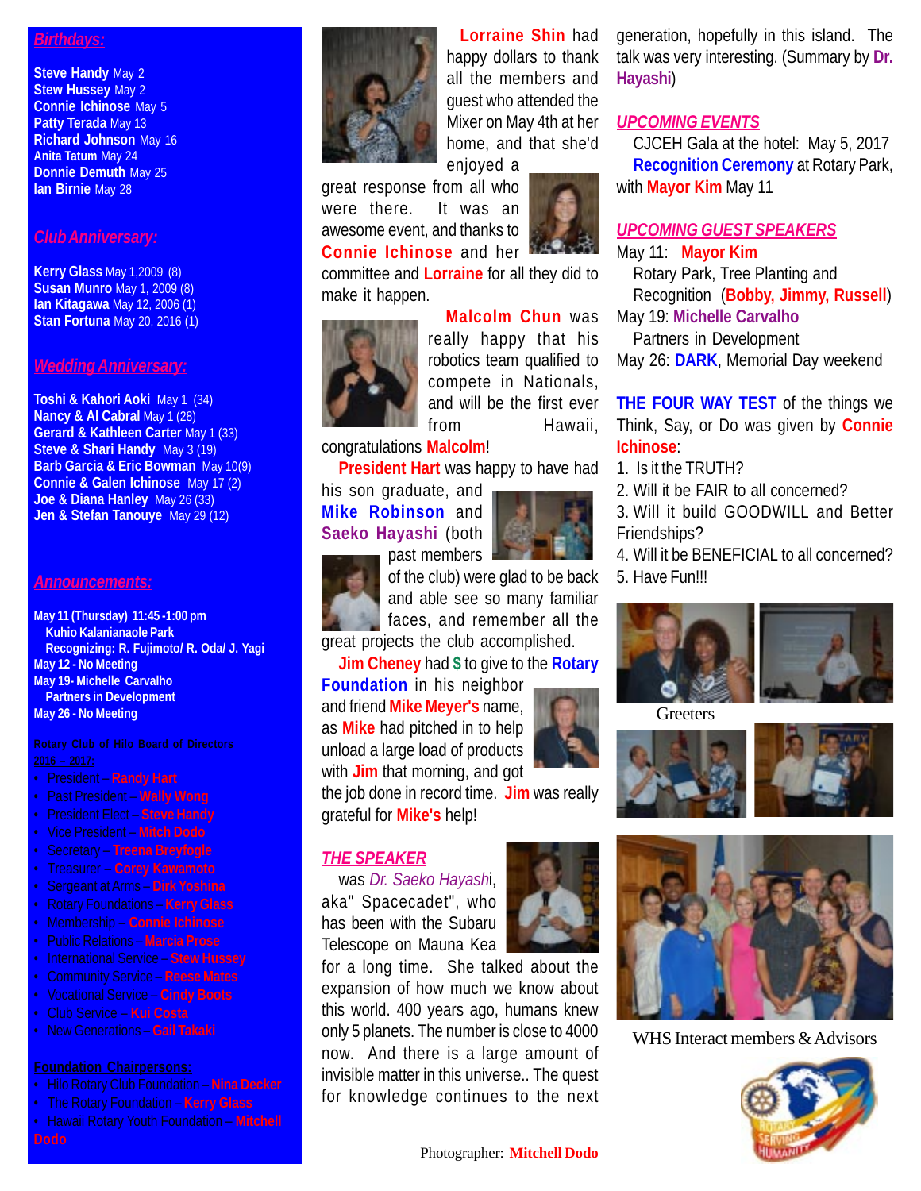## *Birthdays:*

**Steve Handy** May 2
**Stew Hussey** May 2
**Connie Ichinose** May 5
**Patty Terada** May 13
**Richard Johnson** May 16
**Anita Tatum** May 24
**Donnie Demuth** May 25
**Ian Birnie** May 28

## *Club Anniversary:*

**Kerry Glass** May 1,2009 (8)
**Susan Munro** May 1, 2009 (8)
**Ian Kitagawa** May 12, 2006 (1)
**Stan Fortuna** May 20, 2016 (1)

## *Wedding Anniversary:*

**Toshi & Kahori Aoki** May 1 (34)
**Nancy & Al Cabral** May 1 (28)
**Gerard & Kathleen Carter** May 1 (33)
**Steve & Shari Handy** May 3 (19)
**Barb Garcia & Eric Bowman** May 10(9)
**Connie & Galen Ichinose** May 17 (2)
**Joe & Diana Hanley** May 26 (33)
**Jen & Stefan Tanouye** May 29 (12)

## *Announcements:*

**May 11 (Thursday) 11:45 -1:00 pm**
**Kuhio Kalanianaole Park**
**Recognizing: R. Fujimoto/ R. Oda/ J. Yagi**
**May 12 - No Meeting**
**May 19- Michelle Carvalho**
**Partners in Development**
**May 26 - No Meeting**

**Rotary Club of Hilo Board of Directors**
**2016 – 2017:**

- President – **Randy Hart**
- Past President – **Wally Wong**
- President Elect – **Steve Handy**
- Vice President – **Mitch Dodo**
- Secretary – **Treena Breyfogle**
- Treasurer – **Corey Kawamoto**
- Sergeant at Arms – **Dirk Yoshina**
- Rotary Foundations – **Kerry Glass**
- Membership – **Connie Ichinose**
- Public Relations – **Marcia Prose**
- International Service – **Stew Hussey**
- Community Service – **Reese Mates**
- Vocational Service – **Cindy Boots**
- Club Service – **Kui Costa**
- New Generations – **Gail Takaki**

**Foundation Chairpersons:**

- Hilo Rotary Club Foundation – **Nina Decker**
- The Rotary Foundation – **Kerry Glass**
- Hawaii Rotary Youth Foundation – **Mitchell Dodo**

**Lorraine Shin** had happy dollars to thank all the members and guest who attended the Mixer on May 4th at her home, and that she'd enjoyed a great response from all who were there. It was an awesome event, and thanks to **Connie Ichinose** and her committee and **Lorraine** for all they did to make it happen.

**Malcolm Chun** was really happy that his robotics team qualified to compete in Nationals, and will be the first ever from Hawaii, congratulations **Malcolm**!

**President Hart** was happy to have had his son graduate, and **Mike Robinson** and **Saeko Hayashi** (both past members of the club) were glad to be back and able see so many familiar faces, and remember all the great projects the club accomplished.

**Jim Cheney** had **$** to give to the **Rotary Foundation** in his neighbor and friend **Mike Meyer's** name, as **Mike** had pitched in to help unload a large load of products with **Jim** that morning, and got the job done in record time. **Jim** was really grateful for **Mike's** help!

## *THE SPEAKER*

was *Dr. Saeko Hayashi*, aka" Spacecadet", who has been with the Subaru Telescope on Mauna Kea for a long time. She talked about the expansion of how much we know about this world. 400 years ago, humans knew only 5 planets. The number is close to 4000 now. And there is a large amount of invisible matter in this universe.. The quest for knowledge continues to the next generation, hopefully in this island. The talk was very interesting. (Summary by **Dr. Hayashi**)

Photographer: **Mitchell Dodo**

## *UPCOMING EVENTS*

CJCEH Gala at the hotel: May 5, 2017
**Recognition Ceremony** at Rotary Park, with **Mayor Kim** May 11

## *UPCOMING GUEST SPEAKERS*

May 11: **Mayor Kim**
Rotary Park, Tree Planting and Recognition (**Bobby, Jimmy, Russell**)
May 19: **Michelle Carvalho**
Partners in Development
May 26: **DARK**, Memorial Day weekend

**THE FOUR WAY TEST** of the things we Think, Say, or Do was given by **Connie Ichinose**:

1. Is it the TRUTH?
2. Will it be FAIR to all concerned?
3. Will it build GOODWILL and Better Friendships?
4. Will it be BENEFICIAL to all concerned?
5. Have Fun!!!

Greeters

WHS Interact members & Advisors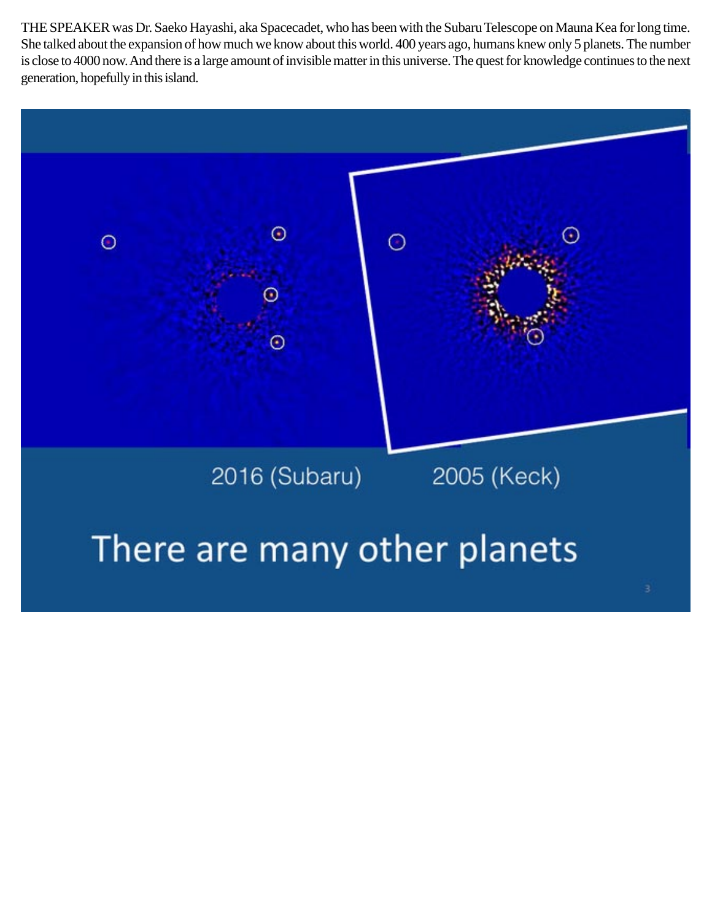THE SPEAKER was Dr. Saeko Hayashi, aka Spacecadet, who has been with the Subaru Telescope on Mauna Kea for long time. She talked about the expansion of how much we know about this world. 400 years ago, humans knew only 5 planets. The number is close to 4000 now. And there is a large amount of invisible matter in this universe. The quest for knowledge continues to the next generation, hopefully in this island.

2016 (Subaru)

2005 (Keck)

There are many other planets